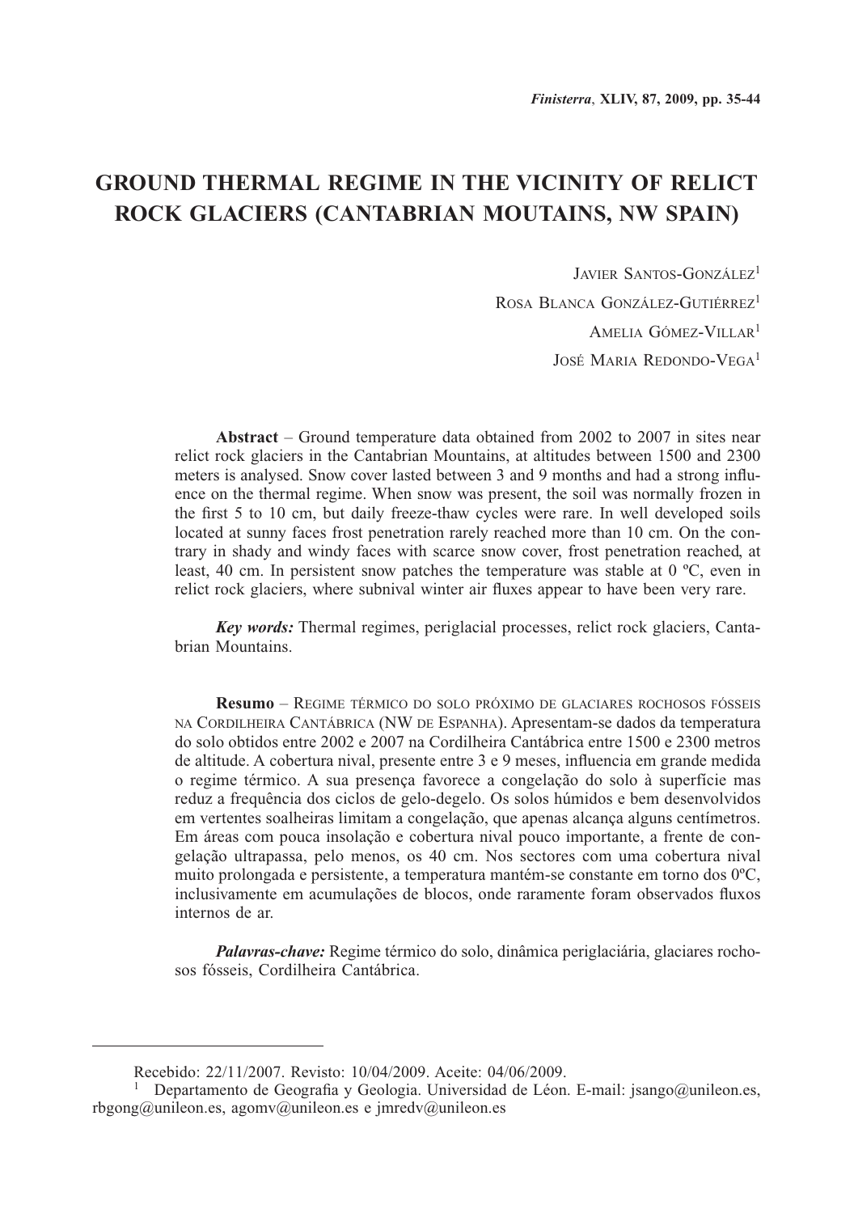# GROUND THERMAL REGIME IN THE VICINITY OF RELICT ROCK GLACIERS (CANTABRIAN MOUTAINS, NW SPAIN)

JAVIER SANTOS-GONZÁLEZ[1]

ROSA BLANCA GONZÁLEZ-GUTIÉRREZ[1]

AMELIA GÓMEZ-VILLAR[1]

JOSÉ MARIA REDONDO-VEGA[1]

**Abstract** – Ground temperature data obtained from 2002 to 2007 in sites near relict rock glaciers in the Cantabrian Mountains, at altitudes between 1500 and 2300 meters is analysed. Snow cover lasted between 3 and 9 months and had a strong influence on the thermal regime. When snow was present, the soil was normally frozen in the first 5 to 10 cm, but daily freeze-thaw cycles were rare. In well developed soils located at sunny faces frost penetration rarely reached more than 10 cm. On the contrary in shady and windy faces with scarce snow cover, frost penetration reached, at least, 40 cm. In persistent snow patches the temperature was stable at 0 ºC, even in relict rock glaciers, where subnival winter air fluxes appear to have been very rare.

***Key words:*** Thermal regimes, periglacial processes, relict rock glaciers, Cantabrian Mountains.

**Resumo** – REGIME TÉRMICO DO SOLO PRÓXIMO DE GLACIARES ROCHOSOS FÓSSEIS NA CORDILHEIRA CANTÁBRICA (NW DE ESPANHA). Apresentam-se dados da temperatura do solo obtidos entre 2002 e 2007 na Cordilheira Cantábrica entre 1500 e 2300 metros de altitude. A cobertura nival, presente entre 3 e 9 meses, influencia em grande medida o regime térmico. A sua presença favorece a congelação do solo à superfície mas reduz a frequência dos ciclos de gelo-degelo. Os solos húmidos e bem desenvolvidos em vertentes soalheiras limitam a congelação, que apenas alcança alguns centímetros. Em áreas com pouca insolação e cobertura nival pouco importante, a frente de congelação ultrapassa, pelo menos, os 40 cm. Nos sectores com uma cobertura nival muito prolongada e persistente, a temperatura mantém-se constante em torno dos 0ºC, inclusivamente em acumulações de blocos, onde raramente foram observados fluxos internos de ar.

***Palavras-chave:*** Regime térmico do solo, dinâmica periglaciária, glaciares rochosos fósseis, Cordilheira Cantábrica.

---

Recebido: 22/11/2007. Revisto: 10/04/2009. Aceite: 04/06/2009.

[1] Departamento de Geografia y Geologia. Universidad de Léon. E-mail: jsango@unileon.es, rbgong@unileon.es, agomv@unileon.es e jmredv@unileon.es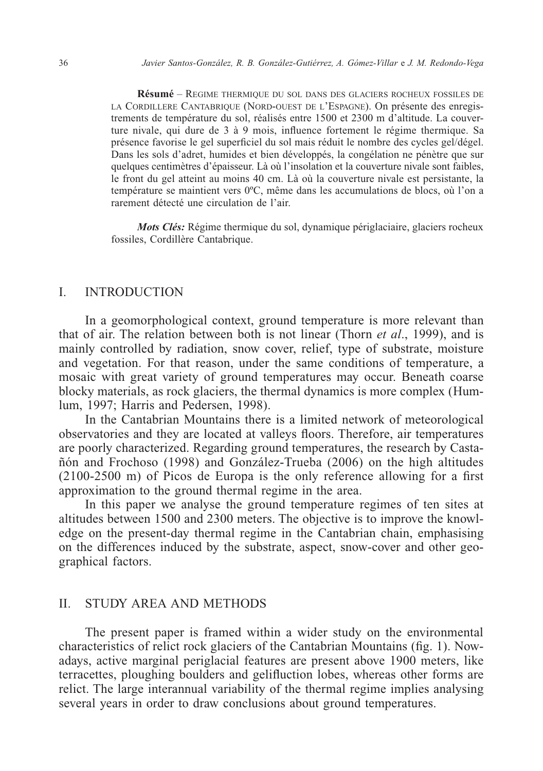**Résumé** – RÉGIME THERMIQUE DU SOL DANS DES GLACIERS ROCHEUX FOSSILES DE LA CORDILLÈRE CANTABRIQUE (NORD-OUEST DE L'ESPAGNE). On présente des enregistrements de température du sol, réalisés entre 1500 et 2300 m d'altitude. La couverture nivale, qui dure de 3 à 9 mois, influence fortement le régime thermique. Sa présence favorise le gel superficiel du sol mais réduit le nombre des cycles gel/dégel. Dans les sols d'adret, humides et bien développés, la congélation ne pénètre que sur quelques centimètres d'épaisseur. Là où l'insolation et la couverture nivale sont faibles, le front du gel atteint au moins 40 cm. Là où la couverture nivale est persistante, la température se maintient vers 0ºC, même dans les accumulations de blocs, où l'on a rarement détecté une circulation de l'air.

***Mots Clés:*** Régime thermique du sol, dynamique périglaciaire, glaciers rocheux fossiles, Cordillère Cantabrique.

## I. INTRODUCTION

In a geomorphological context, ground temperature is more relevant than that of air. The relation between both is not linear (Thorn *et al*., 1999), and is mainly controlled by radiation, snow cover, relief, type of substrate, moisture and vegetation. For that reason, under the same conditions of temperature, a mosaic with great variety of ground temperatures may occur. Beneath coarse blocky materials, as rock glaciers, the thermal dynamics is more complex (Humlum, 1997; Harris and Pedersen, 1998).

In the Cantabrian Mountains there is a limited network of meteorological observatories and they are located at valleys floors. Therefore, air temperatures are poorly characterized. Regarding ground temperatures, the research by Castañón and Frochoso (1998) and González-Trueba (2006) on the high altitudes (2100-2500 m) of Picos de Europa is the only reference allowing for a first approximation to the ground thermal regime in the area.

In this paper we analyse the ground temperature regimes of ten sites at altitudes between 1500 and 2300 meters. The objective is to improve the knowledge on the present-day thermal regime in the Cantabrian chain, emphasising on the differences induced by the substrate, aspect, snow-cover and other geographical factors.

## II. STUDY AREA AND METHODS

The present paper is framed within a wider study on the environmental characteristics of relict rock glaciers of the Cantabrian Mountains (fig. 1). Nowadays, active marginal periglacial features are present above 1900 meters, like terracettes, ploughing boulders and gelifluction lobes, whereas other forms are relict. The large interannual variability of the thermal regime implies analysing several years in order to draw conclusions about ground temperatures.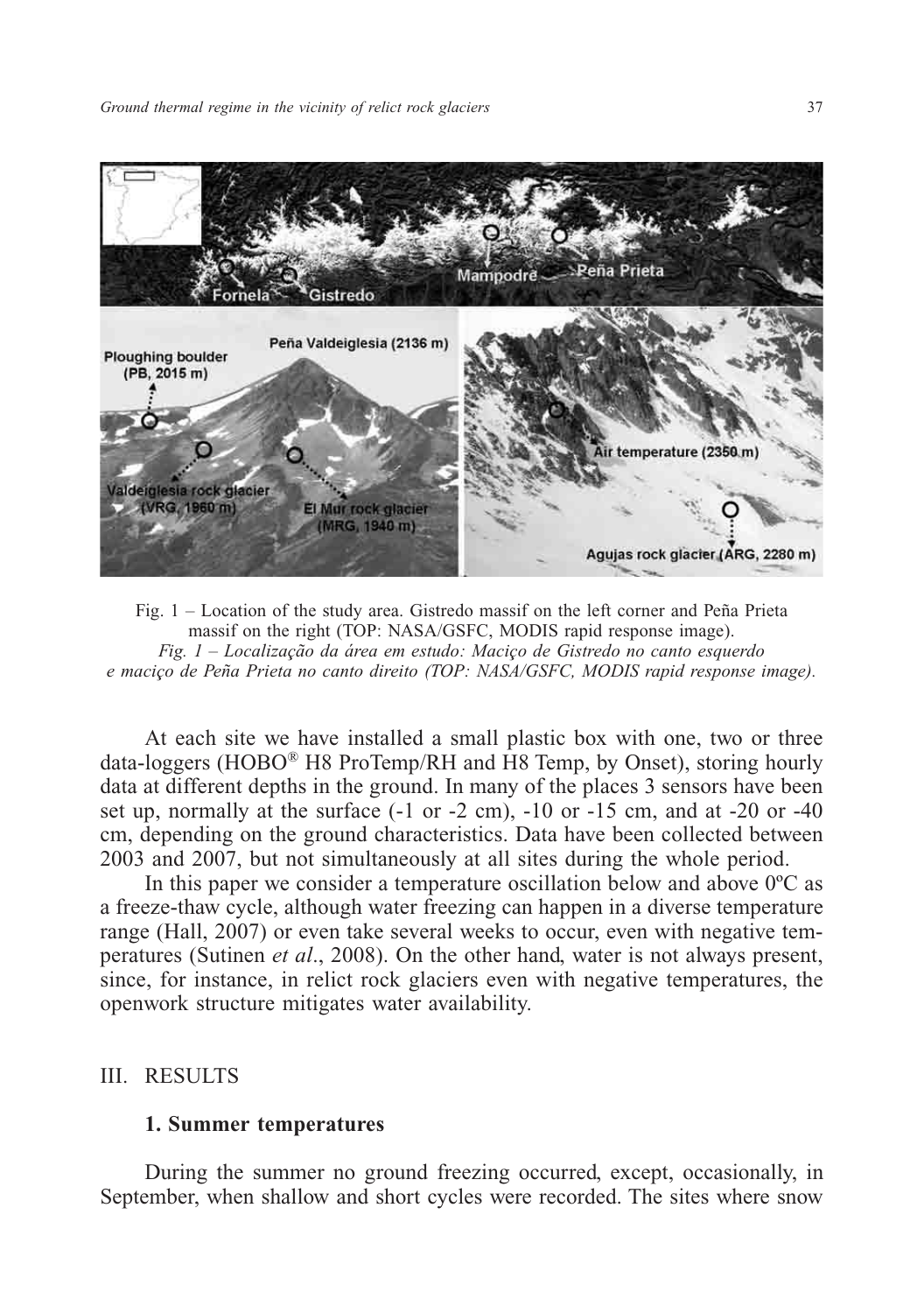Fig. 1 – Location of the study area. Gistredo massif on the left corner and Peña Prieta massif on the right (TOP: NASA/GSFC, MODIS rapid response image).
*Fig. 1 – Localização da área em estudo: Maciço de Gistredo no canto esquerdo e maciço de Peña Prieta no canto direito (TOP: NASA/GSFC, MODIS rapid response image).*

At each site we have installed a small plastic box with one, two or three data-loggers (HOBO® H8 ProTemp/RH and H8 Temp, by Onset), storing hourly data at different depths in the ground. In many of the places 3 sensors have been set up, normally at the surface (-1 or -2 cm), -10 or -15 cm, and at -20 or -40 cm, depending on the ground characteristics. Data have been collected between 2003 and 2007, but not simultaneously at all sites during the whole period.

In this paper we consider a temperature oscillation below and above 0ºC as a freeze-thaw cycle, although water freezing can happen in a diverse temperature range (Hall, 2007) or even take several weeks to occur, even with negative temperatures (Sutinen *et al*., 2008). On the other hand, water is not always present, since, for instance, in relict rock glaciers even with negative temperatures, the openwork structure mitigates water availability.

## III. RESULTS

### 1. Summer temperatures

During the summer no ground freezing occurred, except, occasionally, in September, when shallow and short cycles were recorded. The sites where snow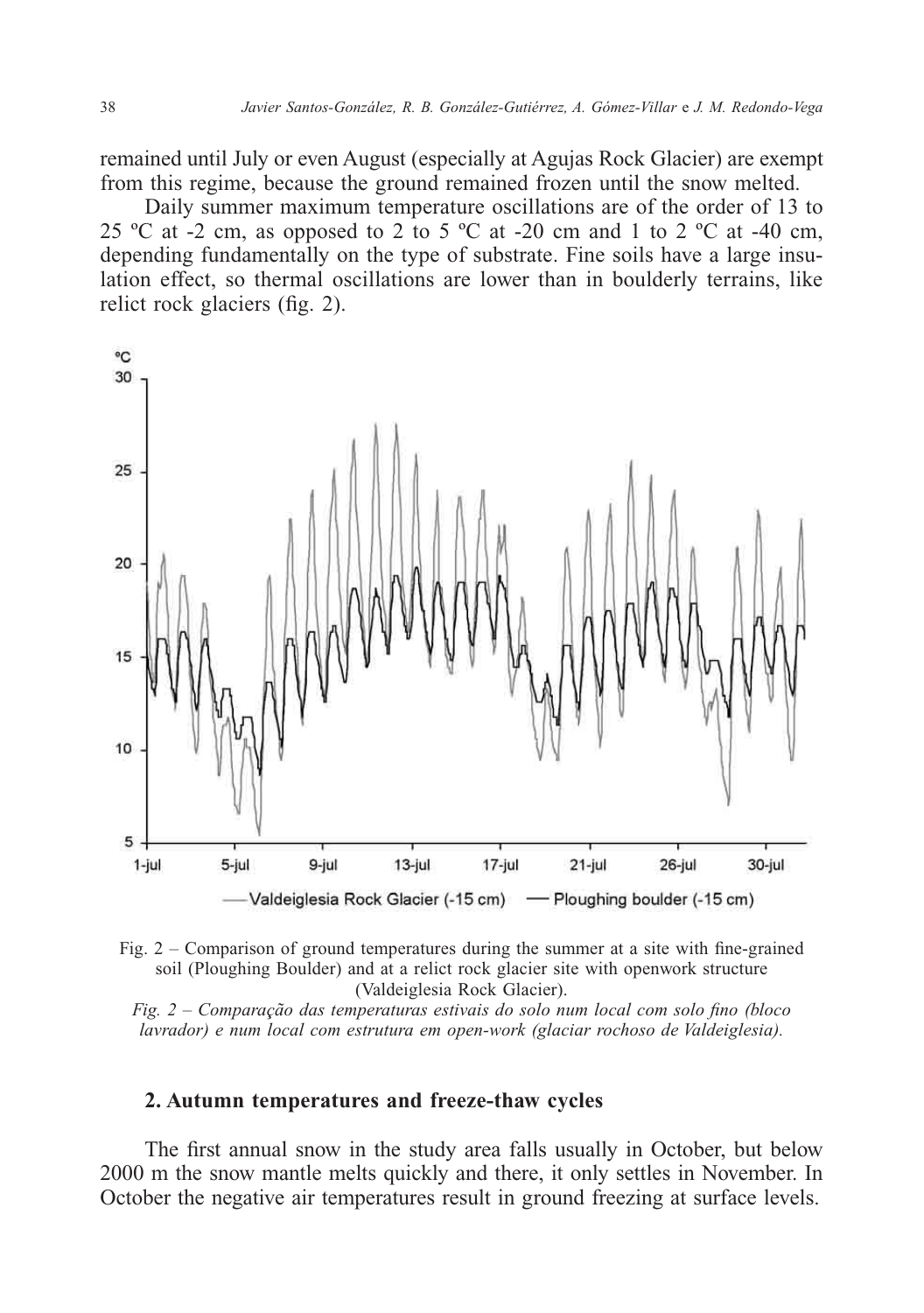remained until July or even August (especially at Agujas Rock Glacier) are exempt from this regime, because the ground remained frozen until the snow melted.

Daily summer maximum temperature oscillations are of the order of 13 to 25 ºC at -2 cm, as opposed to 2 to 5 ºC at -20 cm and 1 to 2 ºC at -40 cm, depending fundamentally on the type of substrate. Fine soils have a large insulation effect, so thermal oscillations are lower than in boulderly terrains, like relict rock glaciers (fig. 2).

Fig. 2 – Comparison of ground temperatures during the summer at a site with fine-grained soil (Ploughing Boulder) and at a relict rock glacier site with openwork structure (Valdeiglesia Rock Glacier).

*Fig. 2 – Comparação das temperaturas estivais do solo num local com solo fino (bloco lavrador) e num local com estrutura em open-work (glaciar rochoso de Valdeiglesia).*

## 2. Autumn temperatures and freeze-thaw cycles

The first annual snow in the study area falls usually in October, but below 2000 m the snow mantle melts quickly and there, it only settles in November. In October the negative air temperatures result in ground freezing at surface levels.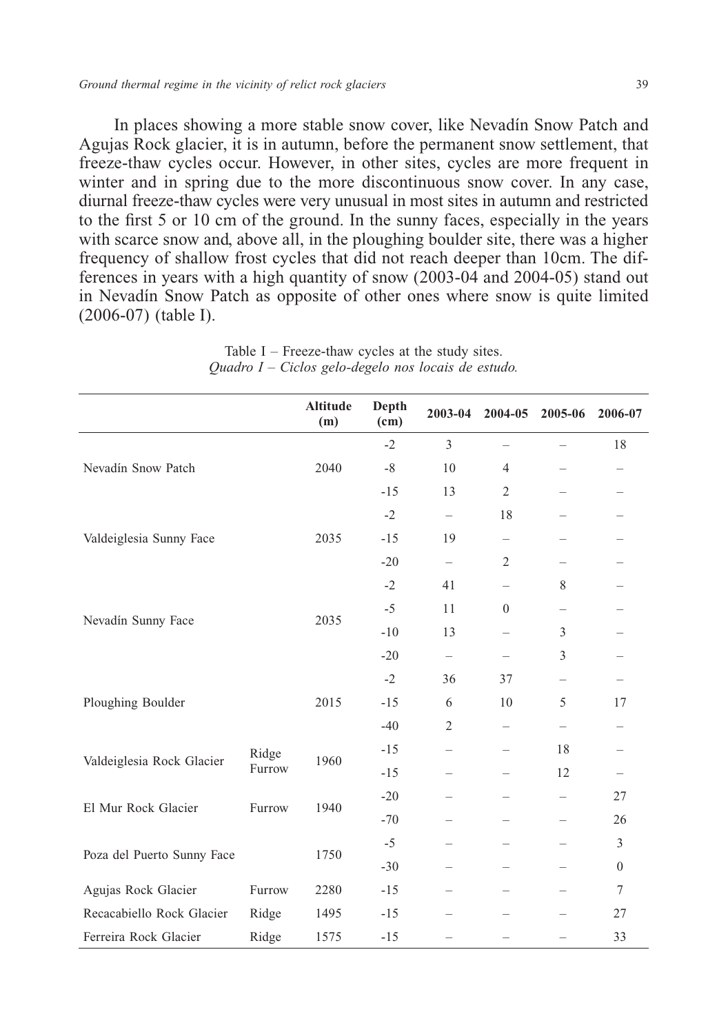In places showing a more stable snow cover, like Nevadín Snow Patch and Agujas Rock glacier, it is in autumn, before the permanent snow settlement, that freeze-thaw cycles occur. However, in other sites, cycles are more frequent in winter and in spring due to the more discontinuous snow cover. In any case, diurnal freeze-thaw cycles were very unusual in most sites in autumn and restricted to the first 5 or 10 cm of the ground. In the sunny faces, especially in the years with scarce snow and, above all, in the ploughing boulder site, there was a higher frequency of shallow frost cycles that did not reach deeper than 10cm. The differences in years with a high quantity of snow (2003-04 and 2004-05) stand out in Nevadín Snow Patch as opposite of other ones where snow is quite limited (2006-07) (table I).

Table I – Freeze-thaw cycles at the study sites.
*Quadro I – Ciclos gelo-degelo nos locais de estudo.*

| | | Altitude (m) | Depth (cm) | 2003-04 | 2004-05 | 2005-06 | 2006-07 |
|---|---|---|---|---|---|---|---|
| Nevadín Snow Patch | | 2040 | -2 | 3 | – | – | 18 |
| | | | -8 | 10 | 4 | – | – |
| | | | -15 | 13 | 2 | – | – |
| Valdeiglesia Sunny Face | | 2035 | -2 | – | 18 | – | – |
| | | | -15 | 19 | – | – | – |
| | | | -20 | – | 2 | – | – |
| Nevadín Sunny Face | | 2035 | -2 | 41 | – | 8 | – |
| | | | -5 | 11 | 0 | – | – |
| | | | -10 | 13 | – | 3 | – |
| | | | -20 | – | – | 3 | – |
| Ploughing Boulder | | 2015 | -2 | 36 | 37 | – | – |
| | | | -15 | 6 | 10 | 5 | 17 |
| | | | -40 | 2 | – | – | – |
| Valdeiglesia Rock Glacier | Ridge | 1960 | -15 | – | – | 18 | – |
| | Furrow | | -15 | – | – | 12 | – |
| El Mur Rock Glacier | Furrow | 1940 | -20 | – | – | – | 27 |
| | | | -70 | – | – | – | 26 |
| Poza del Puerto Sunny Face | | 1750 | -5 | – | – | – | 3 |
| | | | -30 | – | – | – | 0 |
| Agujas Rock Glacier | Furrow | 2280 | -15 | – | – | – | 7 |
| Recacabiello Rock Glacier | Ridge | 1495 | -15 | – | – | – | 27 |
| Ferreira Rock Glacier | Ridge | 1575 | -15 | – | – | – | 33 |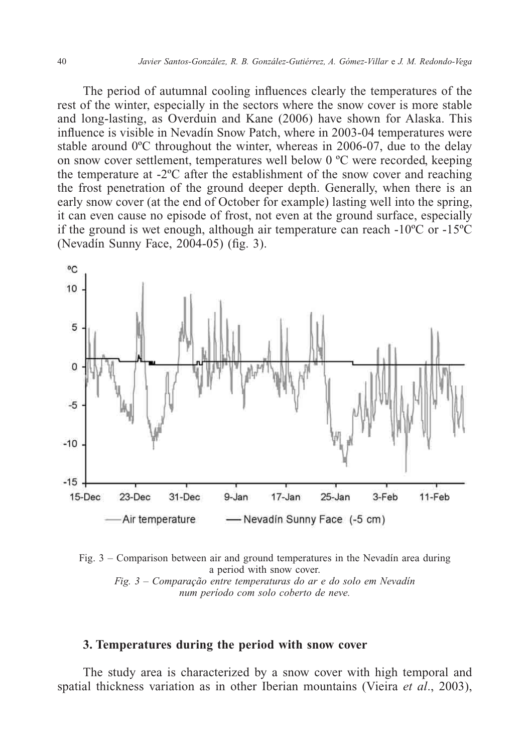The period of autumnal cooling influences clearly the temperatures of the rest of the winter, especially in the sectors where the snow cover is more stable and long-lasting, as Overduin and Kane (2006) have shown for Alaska. This influence is visible in Nevadín Snow Patch, where in 2003-04 temperatures were stable around 0ºC throughout the winter, whereas in 2006-07, due to the delay on snow cover settlement, temperatures well below 0 ºC were recorded, keeping the temperature at -2ºC after the establishment of the snow cover and reaching the frost penetration of the ground deeper depth. Generally, when there is an early snow cover (at the end of October for example) lasting well into the spring, it can even cause no episode of frost, not even at the ground surface, especially if the ground is wet enough, although air temperature can reach -10ºC or -15ºC (Nevadín Sunny Face, 2004-05) (fig. 3).

Fig. 3 – Comparison between air and ground temperatures in the Nevadín area during a period with snow cover.

*Fig. 3 – Comparação entre temperaturas do ar e do solo em Nevadín num período com solo coberto de neve.*

### 3. Temperatures during the period with snow cover

The study area is characterized by a snow cover with high temporal and spatial thickness variation as in other Iberian mountains (Vieira *et al*., 2003),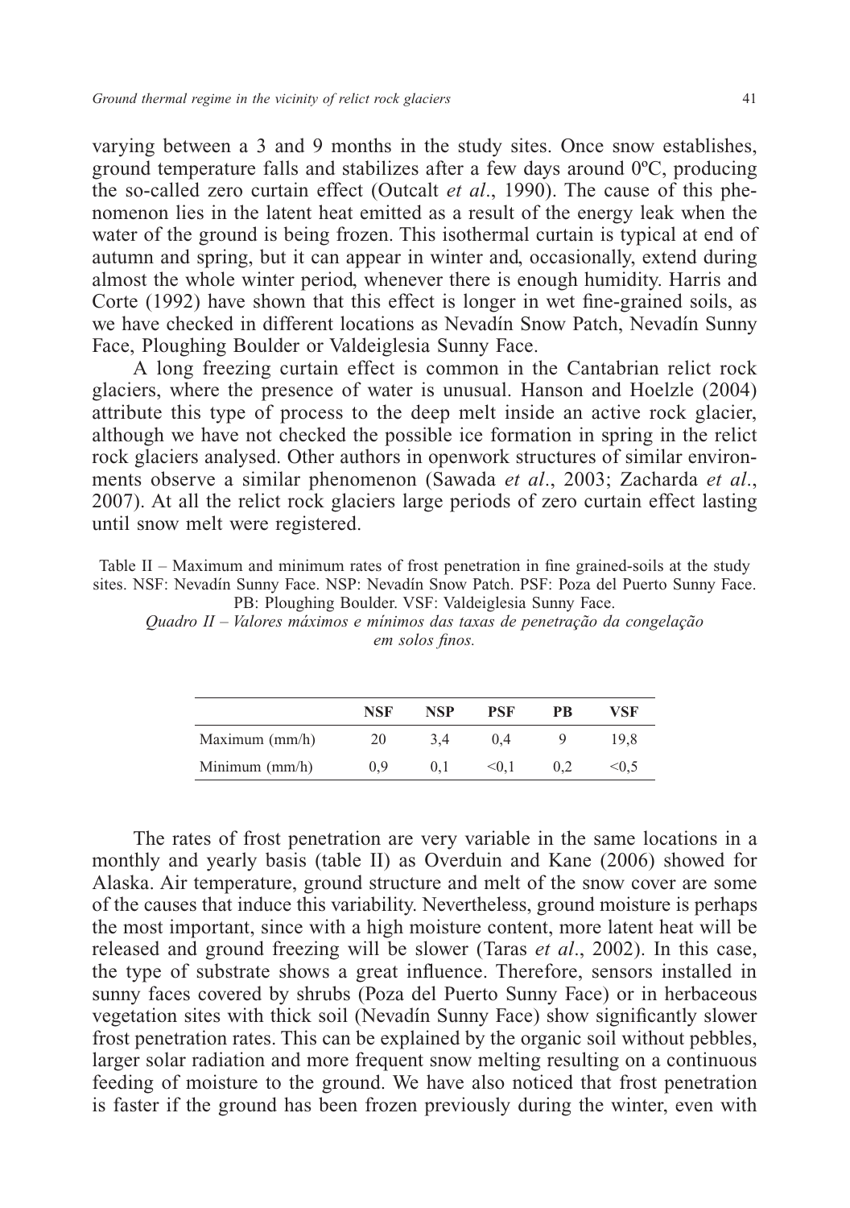varying between a 3 and 9 months in the study sites. Once snow establishes, ground temperature falls and stabilizes after a few days around 0ºC, producing the so-called zero curtain effect (Outcalt *et al*., 1990). The cause of this phenomenon lies in the latent heat emitted as a result of the energy leak when the water of the ground is being frozen. This isothermal curtain is typical at end of autumn and spring, but it can appear in winter and, occasionally, extend during almost the whole winter period, whenever there is enough humidity. Harris and Corte (1992) have shown that this effect is longer in wet fine-grained soils, as we have checked in different locations as Nevadín Snow Patch, Nevadín Sunny Face, Ploughing Boulder or Valdeiglesia Sunny Face.

A long freezing curtain effect is common in the Cantabrian relict rock glaciers, where the presence of water is unusual. Hanson and Hoelzle (2004) attribute this type of process to the deep melt inside an active rock glacier, although we have not checked the possible ice formation in spring in the relict rock glaciers analysed. Other authors in openwork structures of similar environments observe a similar phenomenon (Sawada *et al*., 2003; Zacharda *et al*., 2007). At all the relict rock glaciers large periods of zero curtain effect lasting until snow melt were registered.

Table II – Maximum and minimum rates of frost penetration in fine grained-soils at the study sites. NSF: Nevadín Sunny Face. NSP: Nevadín Snow Patch. PSF: Poza del Puerto Sunny Face. PB: Ploughing Boulder. VSF: Valdeiglesia Sunny Face.

*Quadro II – Valores máximos e mínimos das taxas de penetração da congelação em solos finos.*

| | NSF | NSP | PSF | PB | VSF |
|---|---|---|---|---|---|
| Maximum (mm/h) | 20 | 3,4 | 0,4 | 9 | 19,8 |
| Minimum (mm/h) | 0,9 | 0,1 | <0,1 | 0,2 | <0,5 |

The rates of frost penetration are very variable in the same locations in a monthly and yearly basis (table II) as Overduin and Kane (2006) showed for Alaska. Air temperature, ground structure and melt of the snow cover are some of the causes that induce this variability. Nevertheless, ground moisture is perhaps the most important, since with a high moisture content, more latent heat will be released and ground freezing will be slower (Taras *et al*., 2002). In this case, the type of substrate shows a great influence. Therefore, sensors installed in sunny faces covered by shrubs (Poza del Puerto Sunny Face) or in herbaceous vegetation sites with thick soil (Nevadín Sunny Face) show significantly slower frost penetration rates. This can be explained by the organic soil without pebbles, larger solar radiation and more frequent snow melting resulting on a continuous feeding of moisture to the ground. We have also noticed that frost penetration is faster if the ground has been frozen previously during the winter, even with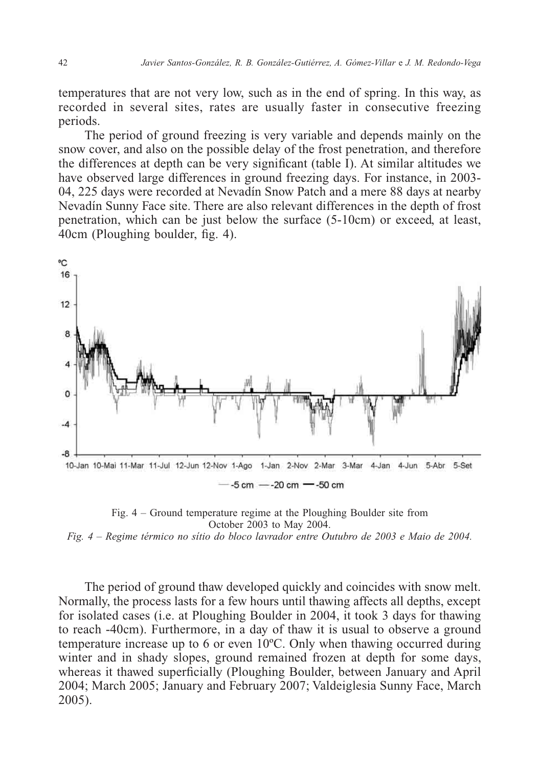temperatures that are not very low, such as in the end of spring. In this way, as recorded in several sites, rates are usually faster in consecutive freezing periods.

The period of ground freezing is very variable and depends mainly on the snow cover, and also on the possible delay of the frost penetration, and therefore the differences at depth can be very significant (table I). At similar altitudes we have observed large differences in ground freezing days. For instance, in 2003-04, 225 days were recorded at Nevadín Snow Patch and a mere 88 days at nearby Nevadín Sunny Face site. There are also relevant differences in the depth of frost penetration, which can be just below the surface (5-10cm) or exceed, at least, 40cm (Ploughing boulder, fig. 4).

Fig. 4 – Ground temperature regime at the Ploughing Boulder site from October 2003 to May 2004.

*Fig. 4 – Regime térmico no sítio do bloco lavrador entre Outubro de 2003 e Maio de 2004.*

The period of ground thaw developed quickly and coincides with snow melt. Normally, the process lasts for a few hours until thawing affects all depths, except for isolated cases (i.e. at Ploughing Boulder in 2004, it took 3 days for thawing to reach -40cm). Furthermore, in a day of thaw it is usual to observe a ground temperature increase up to 6 or even 10ºC. Only when thawing occurred during winter and in shady slopes, ground remained frozen at depth for some days, whereas it thawed superficially (Ploughing Boulder, between January and April 2004; March 2005; January and February 2007; Valdeiglesia Sunny Face, March 2005).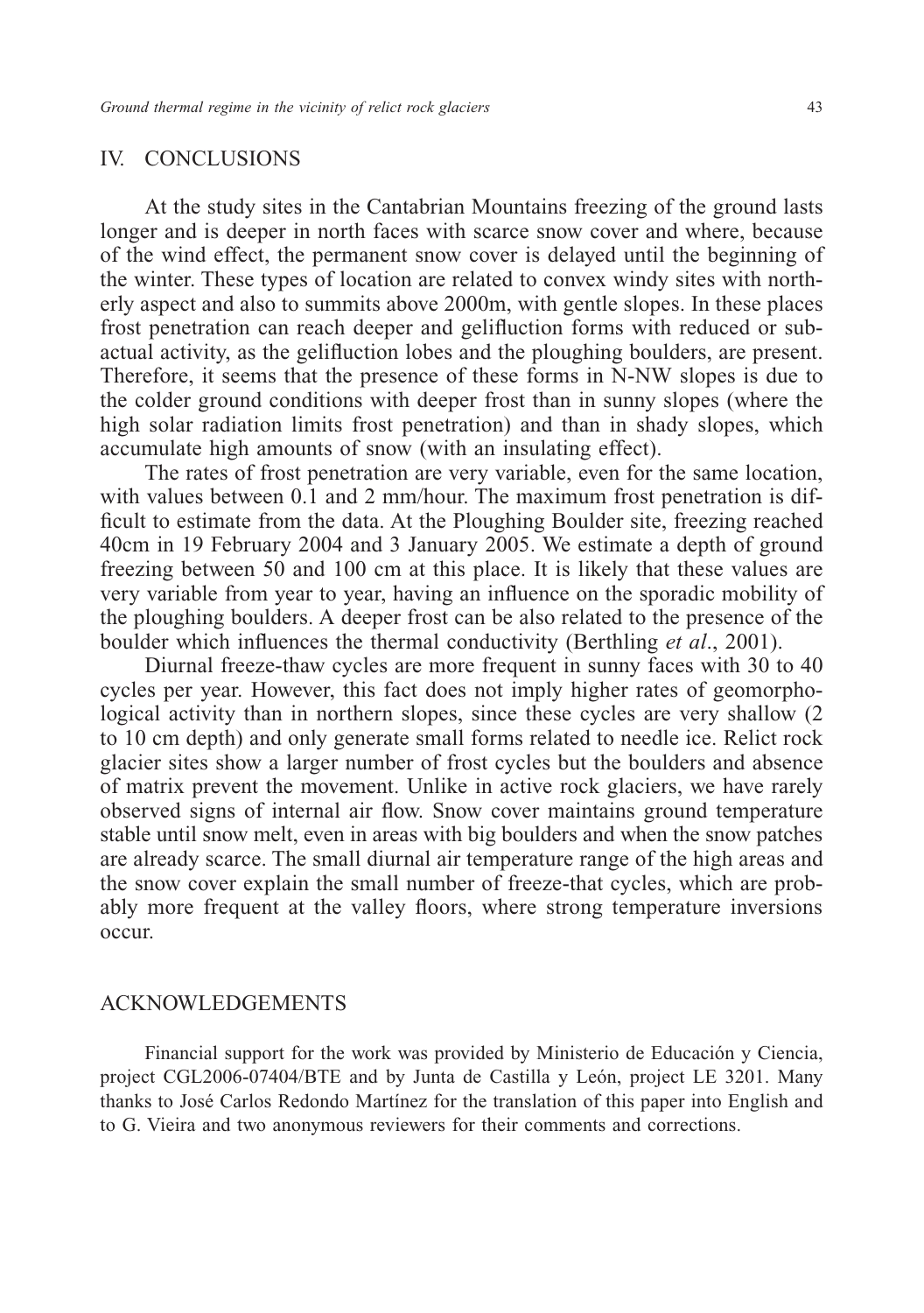## IV. CONCLUSIONS

At the study sites in the Cantabrian Mountains freezing of the ground lasts longer and is deeper in north faces with scarce snow cover and where, because of the wind effect, the permanent snow cover is delayed until the beginning of the winter. These types of location are related to convex windy sites with northerly aspect and also to summits above 2000m, with gentle slopes. In these places frost penetration can reach deeper and gelifluction forms with reduced or subactual activity, as the gelifluction lobes and the ploughing boulders, are present. Therefore, it seems that the presence of these forms in N-NW slopes is due to the colder ground conditions with deeper frost than in sunny slopes (where the high solar radiation limits frost penetration) and than in shady slopes, which accumulate high amounts of snow (with an insulating effect).

The rates of frost penetration are very variable, even for the same location, with values between 0.1 and 2 mm/hour. The maximum frost penetration is difficult to estimate from the data. At the Ploughing Boulder site, freezing reached 40cm in 19 February 2004 and 3 January 2005. We estimate a depth of ground freezing between 50 and 100 cm at this place. It is likely that these values are very variable from year to year, having an influence on the sporadic mobility of the ploughing boulders. A deeper frost can be also related to the presence of the boulder which influences the thermal conductivity (Berthling *et al*., 2001).

Diurnal freeze-thaw cycles are more frequent in sunny faces with 30 to 40 cycles per year. However, this fact does not imply higher rates of geomorphological activity than in northern slopes, since these cycles are very shallow (2 to 10 cm depth) and only generate small forms related to needle ice. Relict rock glacier sites show a larger number of frost cycles but the boulders and absence of matrix prevent the movement. Unlike in active rock glaciers, we have rarely observed signs of internal air flow. Snow cover maintains ground temperature stable until snow melt, even in areas with big boulders and when the snow patches are already scarce. The small diurnal air temperature range of the high areas and the snow cover explain the small number of freeze-that cycles, which are probably more frequent at the valley floors, where strong temperature inversions occur.

## ACKNOWLEDGEMENTS

Financial support for the work was provided by Ministerio de Educación y Ciencia, project CGL2006-07404/BTE and by Junta de Castilla y León, project LE 3201. Many thanks to José Carlos Redondo Martínez for the translation of this paper into English and to G. Vieira and two anonymous reviewers for their comments and corrections.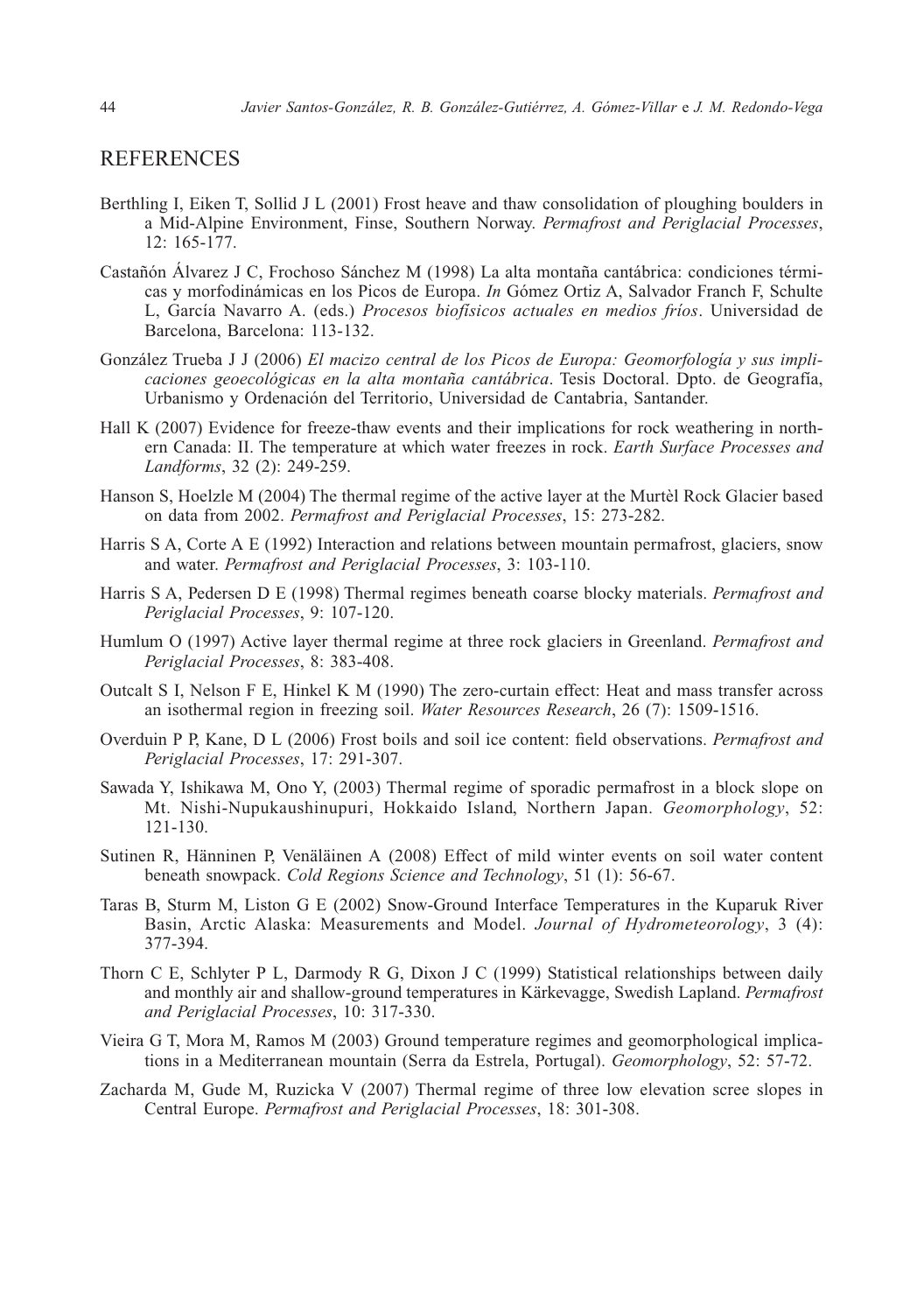## REFERENCES

Berthling I, Eiken T, Sollid J L (2001) Frost heave and thaw consolidation of ploughing boulders in a Mid-Alpine Environment, Finse, Southern Norway. *Permafrost and Periglacial Processes*, 12: 165-177.

Castañón Álvarez J C, Frochoso Sánchez M (1998) La alta montaña cantábrica: condiciones térmicas y morfodinámicas en los Picos de Europa. *In* Gómez Ortiz A, Salvador Franch F, Schulte L, García Navarro A. (eds.) *Procesos biofísicos actuales en medios fríos*. Universidad de Barcelona, Barcelona: 113-132.

González Trueba J J (2006) *El macizo central de los Picos de Europa: Geomorfología y sus implicaciones geoecológicas en la alta montaña cantábrica*. Tesis Doctoral. Dpto. de Geografía, Urbanismo y Ordenación del Territorio, Universidad de Cantabria, Santander.

Hall K (2007) Evidence for freeze-thaw events and their implications for rock weathering in northern Canada: II. The temperature at which water freezes in rock. *Earth Surface Processes and Landforms*, 32 (2): 249-259.

Hanson S, Hoelzle M (2004) The thermal regime of the active layer at the Murtèl Rock Glacier based on data from 2002. *Permafrost and Periglacial Processes*, 15: 273-282.

Harris S A, Corte A E (1992) Interaction and relations between mountain permafrost, glaciers, snow and water. *Permafrost and Periglacial Processes*, 3: 103-110.

Harris S A, Pedersen D E (1998) Thermal regimes beneath coarse blocky materials. *Permafrost and Periglacial Processes*, 9: 107-120.

Humlum O (1997) Active layer thermal regime at three rock glaciers in Greenland. *Permafrost and Periglacial Processes*, 8: 383-408.

Outcalt S I, Nelson F E, Hinkel K M (1990) The zero-curtain effect: Heat and mass transfer across an isothermal region in freezing soil. *Water Resources Research*, 26 (7): 1509-1516.

Overduin P P, Kane, D L (2006) Frost boils and soil ice content: field observations. *Permafrost and Periglacial Processes*, 17: 291-307.

Sawada Y, Ishikawa M, Ono Y, (2003) Thermal regime of sporadic permafrost in a block slope on Mt. Nishi-Nupukaushinupuri, Hokkaido Island, Northern Japan. *Geomorphology*, 52: 121-130.

Sutinen R, Hänninen P, Venäläinen A (2008) Effect of mild winter events on soil water content beneath snowpack. *Cold Regions Science and Technology*, 51 (1): 56-67.

Taras B, Sturm M, Liston G E (2002) Snow-Ground Interface Temperatures in the Kuparuk River Basin, Arctic Alaska: Measurements and Model. *Journal of Hydrometeorology*, 3 (4): 377-394.

Thorn C E, Schlyter P L, Darmody R G, Dixon J C (1999) Statistical relationships between daily and monthly air and shallow-ground temperatures in Kärkevagge, Swedish Lapland. *Permafrost and Periglacial Processes*, 10: 317-330.

Vieira G T, Mora M, Ramos M (2003) Ground temperature regimes and geomorphological implications in a Mediterranean mountain (Serra da Estrela, Portugal). *Geomorphology*, 52: 57-72.

Zacharda M, Gude M, Ruzicka V (2007) Thermal regime of three low elevation scree slopes in Central Europe. *Permafrost and Periglacial Processes*, 18: 301-308.